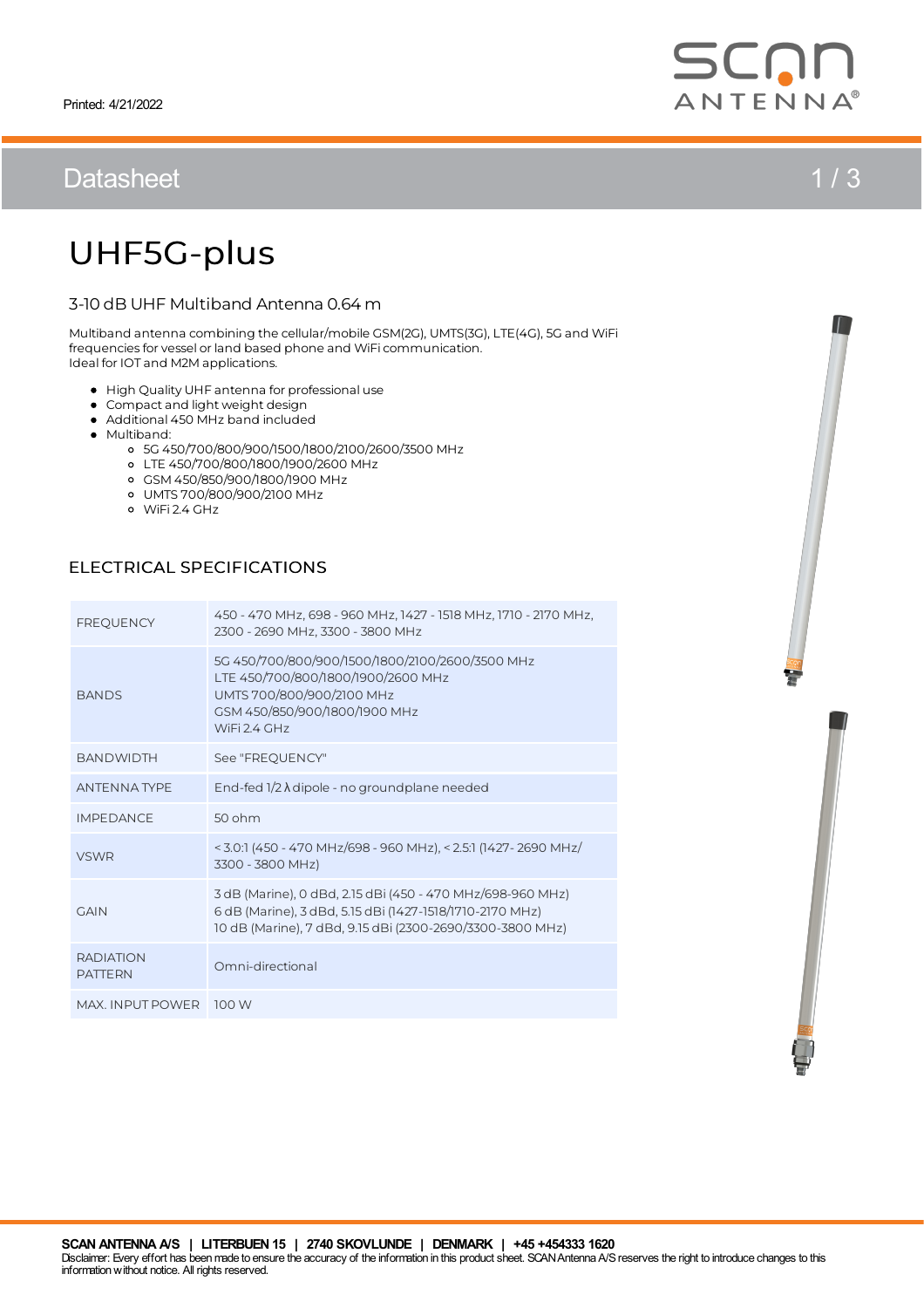Printed: 4/21/2022

# Datasheet

# UHF5G-plus

3-10 dB UHF Multiband Antenna 0.64 m

Multiband antenna combining the cellular/mobile GSM(2G), UMTS(3G), LTE(4G), 5G and WiFi frequencies for vessel or land based phone and WiFi communication.
Ideal for IOT and M2M applications.

- High Quality UHF antenna for professional use
- Compact and light weight design
- Additional 450 MHz band included
- Multiband:
  - 5G 450/700/800/900/1500/1800/2100/2600/3500 MHz
  - LTE 450/700/800/1800/1900/2600 MHz
  - GSM 450/850/900/1800/1900 MHz
  - UMTS 700/800/900/2100 MHz
  - WiFi 2.4 GHz

## ELECTRICAL SPECIFICATIONS

| | |
|---|---|
| FREQUENCY | 450 - 470 MHz, 698 - 960 MHz, 1427 - 1518 MHz, 1710 - 2170 MHz, 2300 - 2690 MHz, 3300 - 3800 MHz |
| BANDS | 5G 450/700/800/900/1500/1800/2100/2600/3500 MHz<br>LTE 450/700/800/1800/1900/2600 MHz<br>UMTS 700/800/900/2100 MHz<br>GSM 450/850/900/1800/1900 MHz<br>WiFi 2.4 GHz |
| BANDWIDTH | See "FREQUENCY" |
| ANTENNA TYPE | End-fed 1/2 λ dipole - no groundplane needed |
| IMPEDANCE | 50 ohm |
| VSWR | < 3.0:1 (450 - 470 MHz/698 - 960 MHz), < 2.5:1 (1427- 2690 MHz/ 3300 - 3800 MHz) |
| GAIN | 3 dB (Marine), 0 dBd, 2.15 dBi (450 - 470 MHz/698-960 MHz)<br>6 dB (Marine), 3 dBd, 5.15 dBi (1427-1518/1710-2170 MHz)<br>10 dB (Marine), 7 dBd, 9.15 dBi (2300-2690/3300-3800 MHz) |
| RADIATION PATTERN | Omni-directional |
| MAX. INPUT POWER | 100 W |

**SCAN ANTENNA A/S | LITERBUEN 15 | 2740 SKOVLUNDE | DENMARK | +45 +454333 1620**
Disclaimer: Every effort has been made to ensure the accuracy of the information in this product sheet. SCAN Antenna A/S reserves the right to introduce changes to this information without notice. All rights reserved.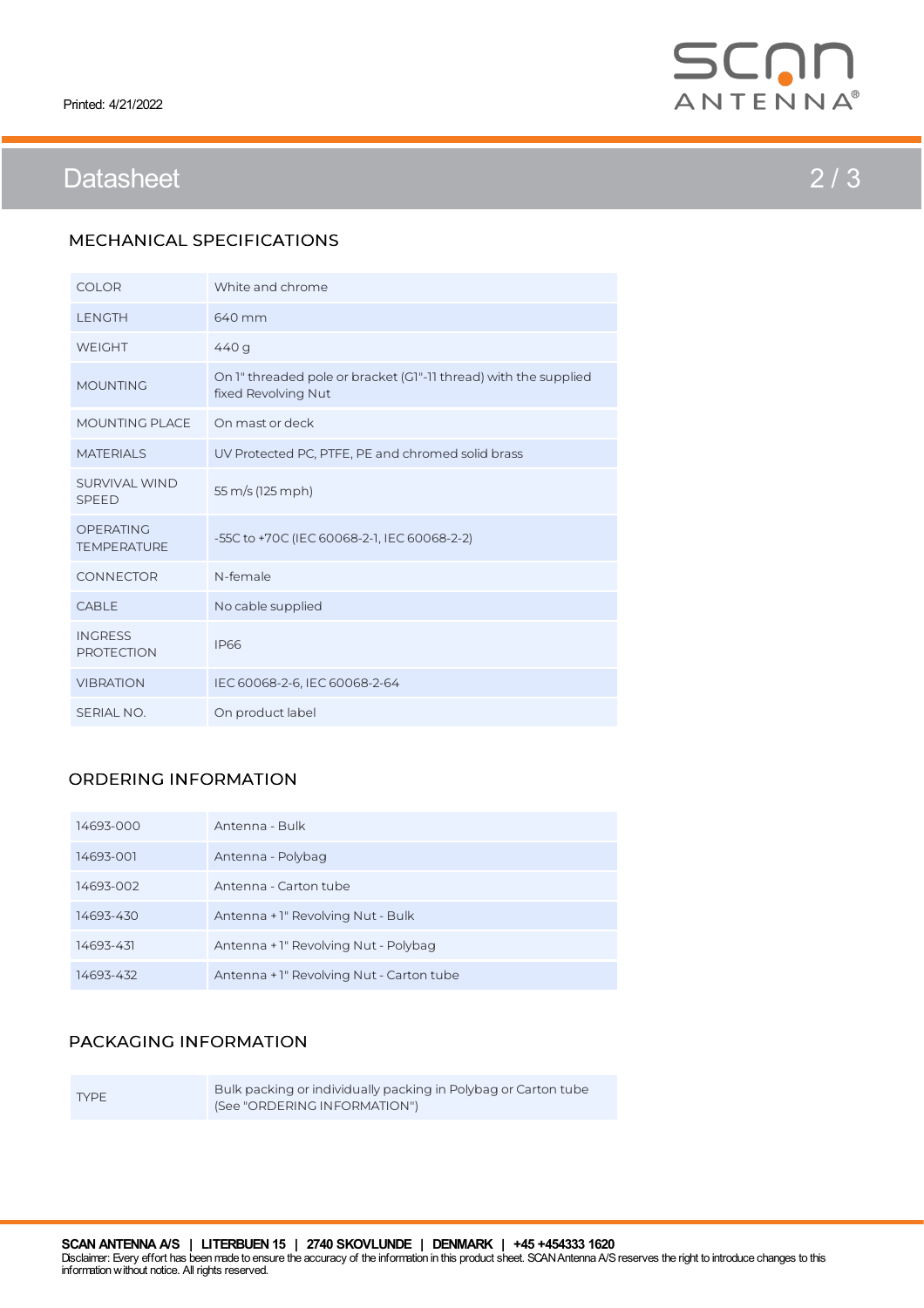## MECHANICAL SPECIFICATIONS

| | |
|---|---|
| COLOR | White and chrome |
| LENGTH | 640 mm |
| WEIGHT | 440 g |
| MOUNTING | On 1" threaded pole or bracket (G1"-11 thread) with the supplied fixed Revolving Nut |
| MOUNTING PLACE | On mast or deck |
| MATERIALS | UV Protected PC, PTFE, PE and chromed solid brass |
| SURVIVAL WIND SPEED | 55 m/s (125 mph) |
| OPERATING TEMPERATURE | -55C to +70C (IEC 60068-2-1, IEC 60068-2-2) |
| CONNECTOR | N-female |
| CABLE | No cable supplied |
| INGRESS PROTECTION | IP66 |
| VIBRATION | IEC 60068-2-6, IEC 60068-2-64 |
| SERIAL NO. | On product label |

## ORDERING INFORMATION

| | |
|---|---|
| 14693-000 | Antenna - Bulk |
| 14693-001 | Antenna - Polybag |
| 14693-002 | Antenna - Carton tube |
| 14693-430 | Antenna + 1" Revolving Nut - Bulk |
| 14693-431 | Antenna + 1" Revolving Nut - Polybag |
| 14693-432 | Antenna + 1" Revolving Nut - Carton tube |

## PACKAGING INFORMATION

| | |
|---|---|
| TYPE | Bulk packing or individually packing in Polybag or Carton tube (See "ORDERING INFORMATION") |

**SCAN ANTENNA A/S | LITERBUEN 15 | 2740 SKOVLUNDE | DENMARK | +45 +454333 1620**
Disclaimer: Every effort has been made to ensure the accuracy of the information in this product sheet. SCAN Antenna A/S reserves the right to introduce changes to this information without notice. All rights reserved.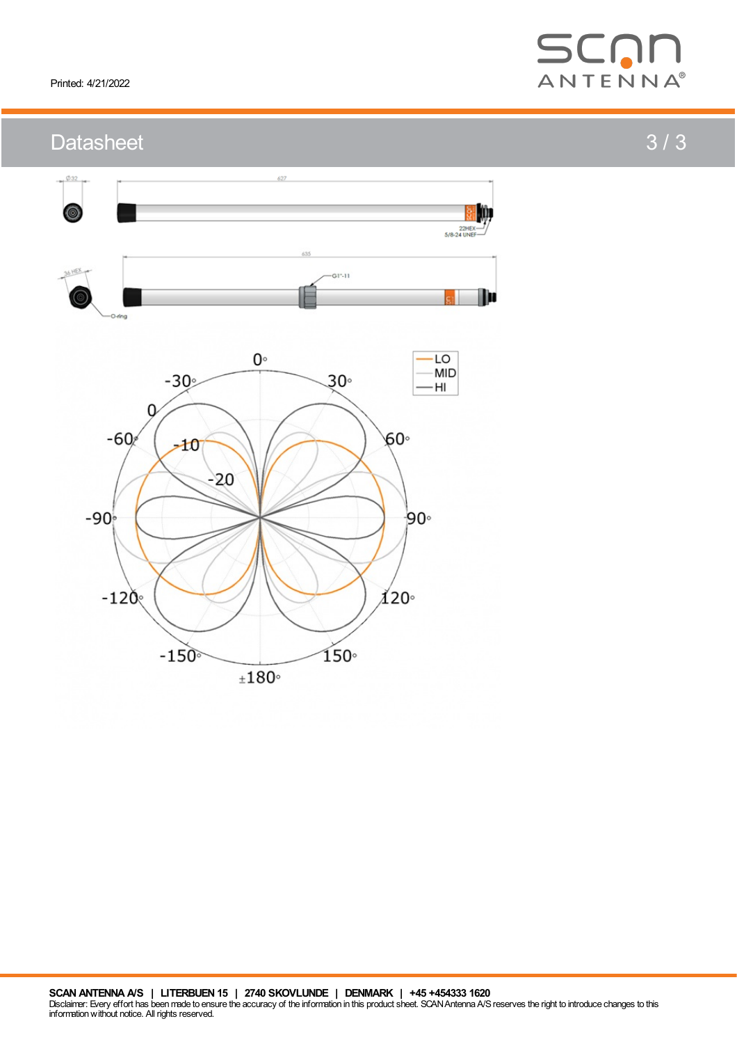# Datasheet

Ø32

627

22HEX

5/8-24 UNEF

36 HEX

635

G1"-11

O-ring

0°

-30°

30°

-60°

60°

-90°

90°

-120°

120°

-150°

150°

±180°

0

-10

-20

LO

MID

HI

**SCAN ANTENNA A/S | LITERBUEN 15 | 2740 SKOVLUNDE | DENMARK | +45 +454333 1620**

Disclaimer: Every effort has been made to ensure the accuracy of the information in this product sheet. SCAN Antenna A/S reserves the right to introduce changes to this information without notice. All rights reserved.